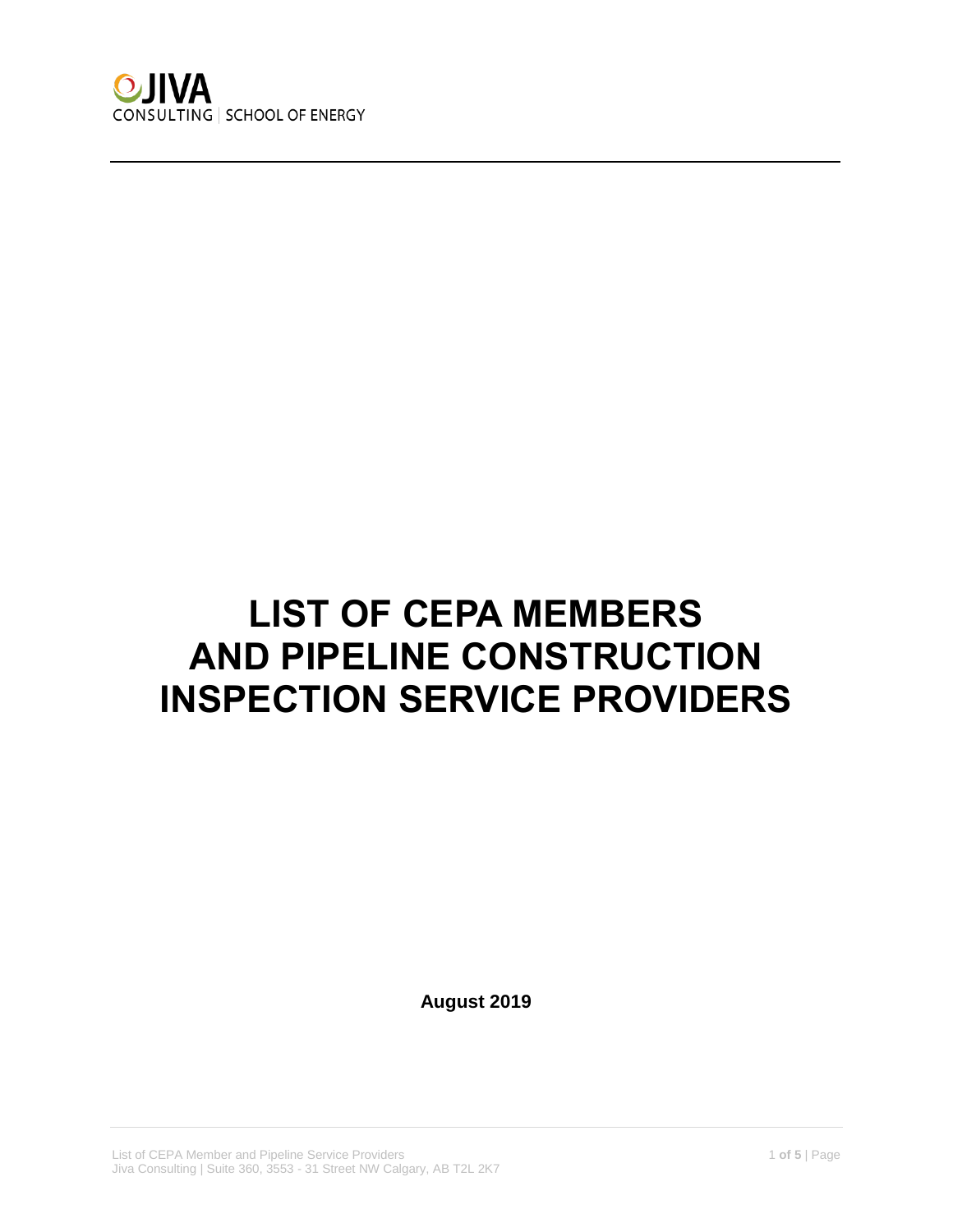JIVA
CONSULTING | SCHOOL OF ENERGY

# LIST OF CEPA MEMBERS AND PIPELINE CONSTRUCTION INSPECTION SERVICE PROVIDERS

**August 2019**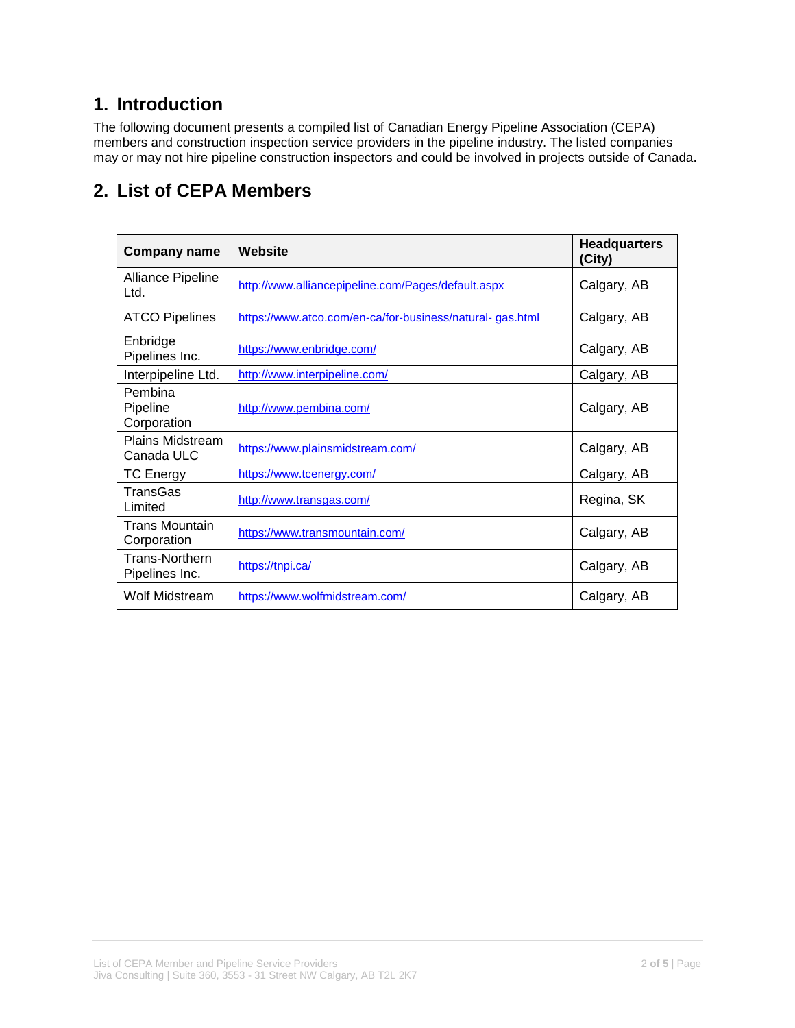## 1. Introduction

The following document presents a compiled list of Canadian Energy Pipeline Association (CEPA) members and construction inspection service providers in the pipeline industry. The listed companies may or may not hire pipeline construction inspectors and could be involved in projects outside of Canada.

## 2. List of CEPA Members

| Company name | Website | Headquarters (City) |
| --- | --- | --- |
| Alliance Pipeline Ltd. | http://www.alliancepipeline.com/Pages/default.aspx | Calgary, AB |
| ATCO Pipelines | https://www.atco.com/en-ca/for-business/natural- gas.html | Calgary, AB |
| Enbridge Pipelines Inc. | https://www.enbridge.com/ | Calgary, AB |
| Interpipeline Ltd. | http://www.interpipeline.com/ | Calgary, AB |
| Pembina Pipeline Corporation | http://www.pembina.com/ | Calgary, AB |
| Plains Midstream Canada ULC | https://www.plainsmidstream.com/ | Calgary, AB |
| TC Energy | https://www.tcenergy.com/ | Calgary, AB |
| TransGas Limited | http://www.transgas.com/ | Regina, SK |
| Trans Mountain Corporation | https://www.transmountain.com/ | Calgary, AB |
| Trans-Northern Pipelines Inc. | https://tnpi.ca/ | Calgary, AB |
| Wolf Midstream | https://www.wolfmidstream.com/ | Calgary, AB |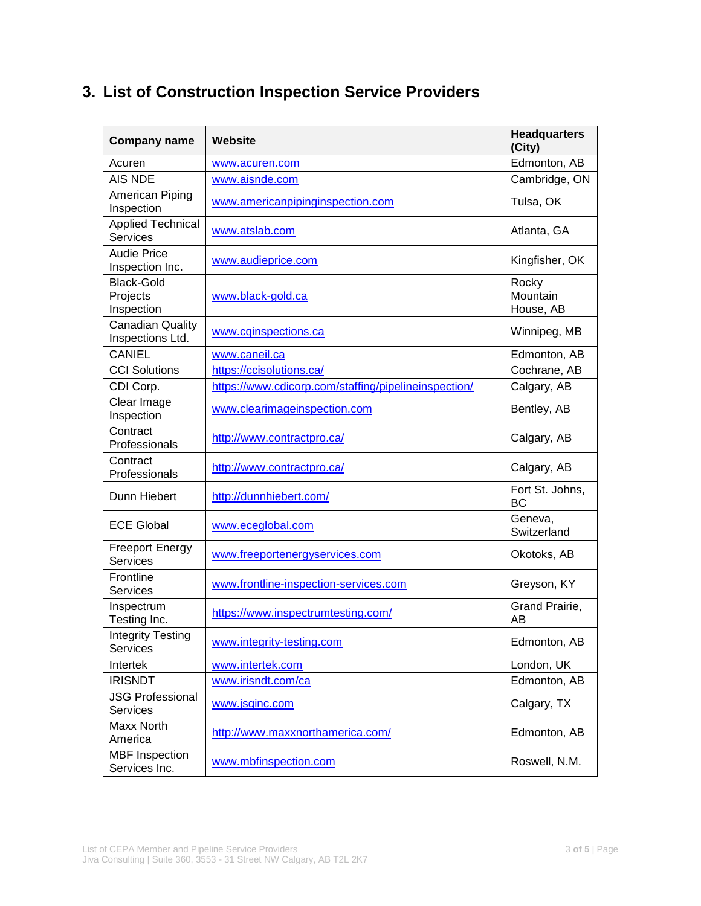## 3. List of Construction Inspection Service Providers

| Company name | Website | Headquarters (City) |
| --- | --- | --- |
| Acuren | www.acuren.com | Edmonton, AB |
| AIS NDE | www.aisnde.com | Cambridge, ON |
| American Piping Inspection | www.americanpipinginspection.com | Tulsa, OK |
| Applied Technical Services | www.atslab.com | Atlanta, GA |
| Audie Price Inspection Inc. | www.audieprice.com | Kingfisher, OK |
| Black-Gold Projects Inspection | www.black-gold.ca | Rocky Mountain House, AB |
| Canadian Quality Inspections Ltd. | www.cqinspections.ca | Winnipeg, MB |
| CANIEL | www.caneil.ca | Edmonton, AB |
| CCI Solutions | https://ccisolutions.ca/ | Cochrane, AB |
| CDI Corp. | https://www.cdicorp.com/staffing/pipelineinspection/ | Calgary, AB |
| Clear Image Inspection | www.clearimageinspection.com | Bentley, AB |
| Contract Professionals | http://www.contractpro.ca/ | Calgary, AB |
| Contract Professionals | http://www.contractpro.ca/ | Calgary, AB |
| Dunn Hiebert | http://dunnhiebert.com/ | Fort St. Johns, BC |
| ECE Global | www.eceglobal.com | Geneva, Switzerland |
| Freeport Energy Services | www.freeportenergyservices.com | Okotoks, AB |
| Frontline Services | www.frontline-inspection-services.com | Greyson, KY |
| Inspectrum Testing Inc. | https://www.inspectrumtesting.com/ | Grand Prairie, AB |
| Integrity Testing Services | www.integrity-testing.com | Edmonton, AB |
| Intertek | www.intertek.com | London, UK |
| IRISNDT | www.irisndt.com/ca | Edmonton, AB |
| JSG Professional Services | www.jsginc.com | Calgary, TX |
| Maxx North America | http://www.maxxnorthamerica.com/ | Edmonton, AB |
| MBF Inspection Services Inc. | www.mbfinspection.com | Roswell, N.M. |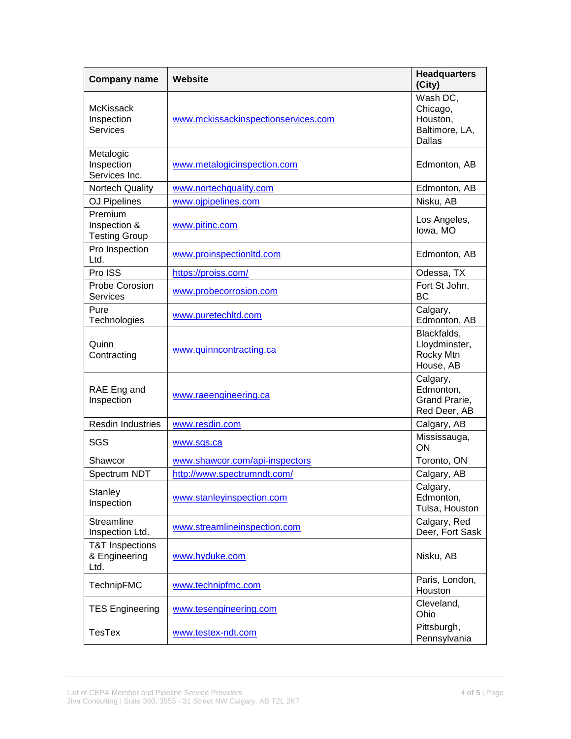| Company name | Website | Headquarters (City) |
| --- | --- | --- |
| McKissack Inspection Services | www.mckissackinspectionservices.com | Wash DC, Chicago, Houston, Baltimore, LA, Dallas |
| Metalogic Inspection Services Inc. | www.metalogicinspection.com | Edmonton, AB |
| Nortech Quality | www.nortechquality.com | Edmonton, AB |
| OJ Pipelines | www.ojpipelines.com | Nisku, AB |
| Premium Inspection & Testing Group | www.pitinc.com | Los Angeles, Iowa, MO |
| Pro Inspection Ltd. | www.proinspectionltd.com | Edmonton, AB |
| Pro ISS | https://proiss.com/ | Odessa, TX |
| Probe Corosion Services | www.probecorrosion.com | Fort St John, BC |
| Pure Technologies | www.puretechltd.com | Calgary, Edmonton, AB |
| Quinn Contracting | www.quinncontracting.ca | Blackfalds, Lloydminster, Rocky Mtn House, AB |
| RAE Eng and Inspection | www.raeengineering.ca | Calgary, Edmonton, Grand Prarie, Red Deer, AB |
| Resdin Industries | www.resdin.com | Calgary, AB |
| SGS | www.sgs.ca | Mississauga, ON |
| Shawcor | www.shawcor.com/api-inspectors | Toronto, ON |
| Spectrum NDT | http://www.spectrumndt.com/ | Calgary, AB |
| Stanley Inspection | www.stanleyinspection.com | Calgary, Edmonton, Tulsa, Houston |
| Streamline Inspection Ltd. | www.streamlineinspection.com | Calgary, Red Deer, Fort Sask |
| T&T Inspections & Engineering Ltd. | www.hyduke.com | Nisku, AB |
| TechnipFMC | www.technipfmc.com | Paris, London, Houston |
| TES Engineering | www.tesengineering.com | Cleveland, Ohio |
| TesTex | www.testex-ndt.com | Pittsburgh, Pennsylvania |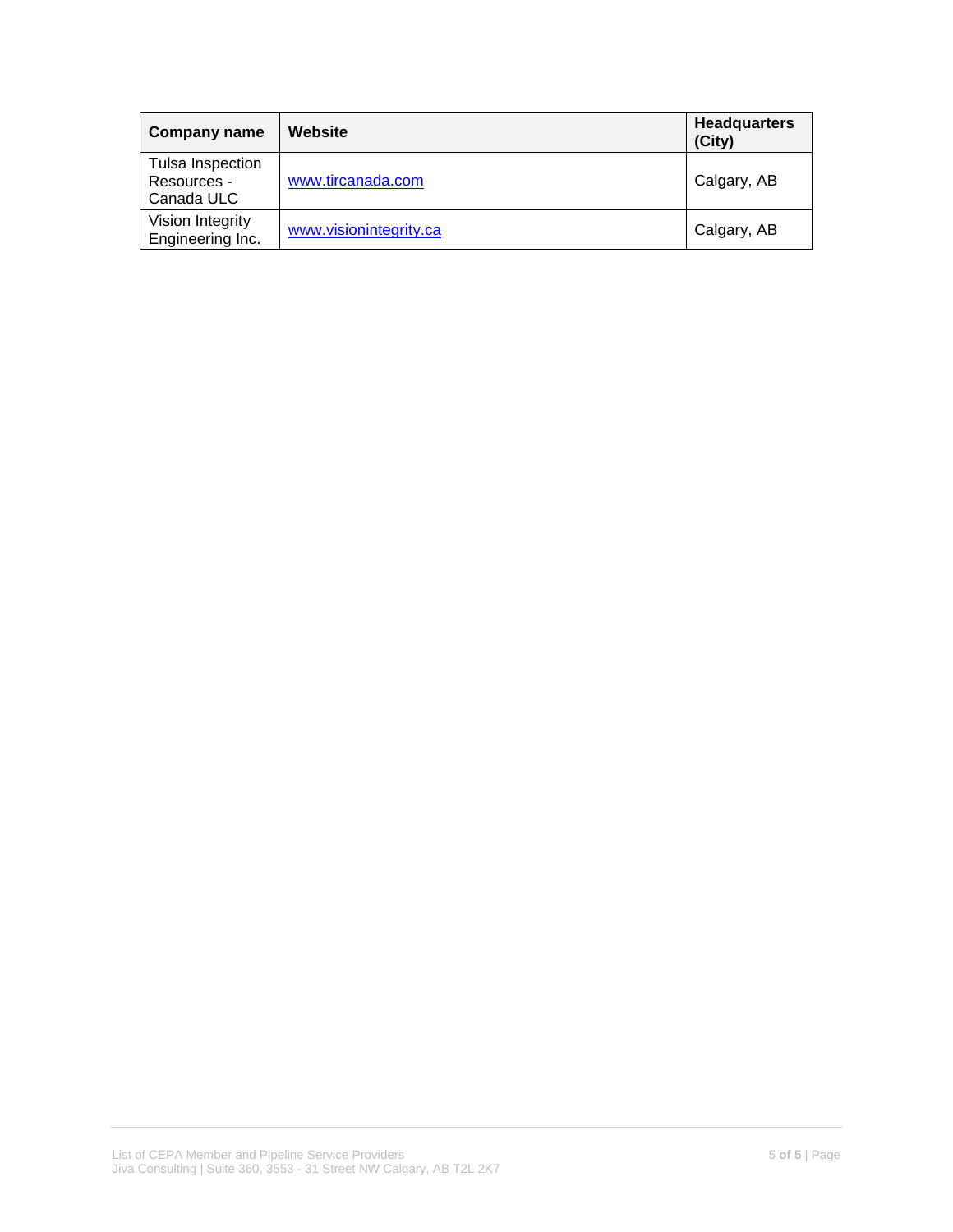| Company name | Website | Headquarters (City) |
|---|---|---|
| Tulsa Inspection Resources - Canada ULC | www.tircanada.com | Calgary, AB |
| Vision Integrity Engineering Inc. | www.visionintegrity.ca | Calgary, AB |